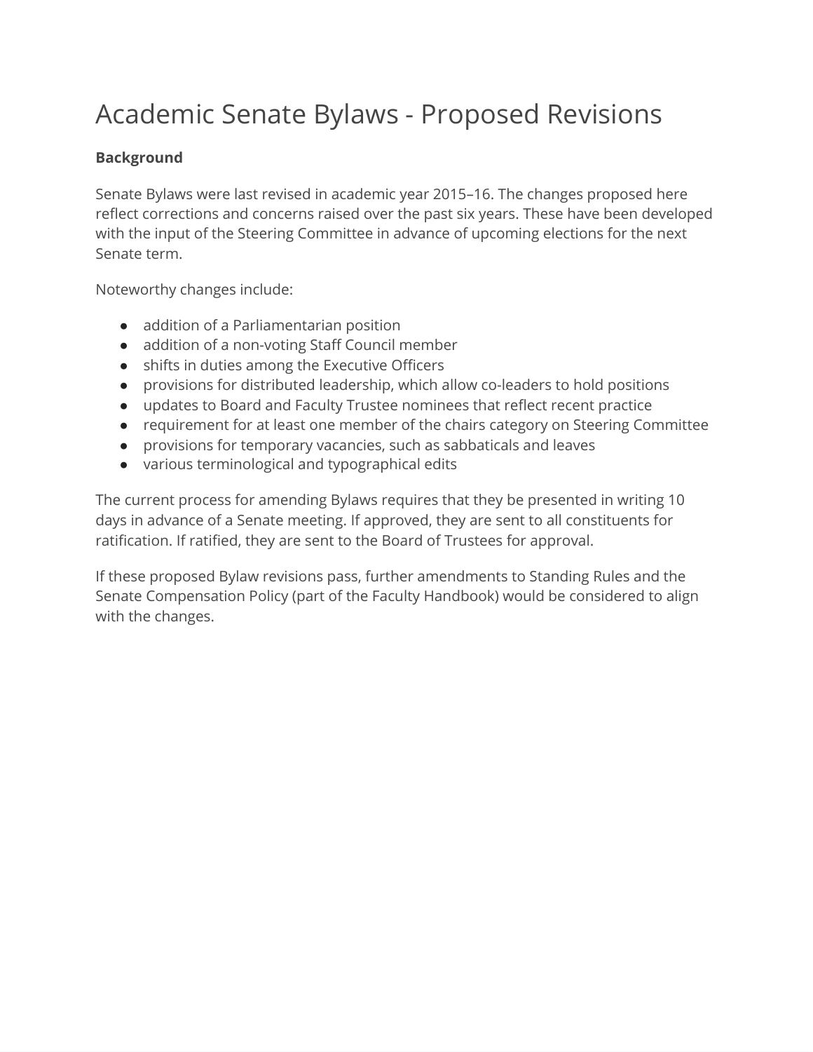# Academic Senate Bylaws - Proposed Revisions

**Background**

Senate Bylaws were last revised in academic year 2015–16. The changes proposed here reflect corrections and concerns raised over the past six years. These have been developed with the input of the Steering Committee in advance of upcoming elections for the next Senate term.

Noteworthy changes include:

- addition of a Parliamentarian position
- addition of a non-voting Staff Council member
- shifts in duties among the Executive Officers
- provisions for distributed leadership, which allow co-leaders to hold positions
- updates to Board and Faculty Trustee nominees that reflect recent practice
- requirement for at least one member of the chairs category on Steering Committee
- provisions for temporary vacancies, such as sabbaticals and leaves
- various terminological and typographical edits

The current process for amending Bylaws requires that they be presented in writing 10 days in advance of a Senate meeting. If approved, they are sent to all constituents for ratification. If ratified, they are sent to the Board of Trustees for approval.

If these proposed Bylaw revisions pass, further amendments to Standing Rules and the Senate Compensation Policy (part of the Faculty Handbook) would be considered to align with the changes.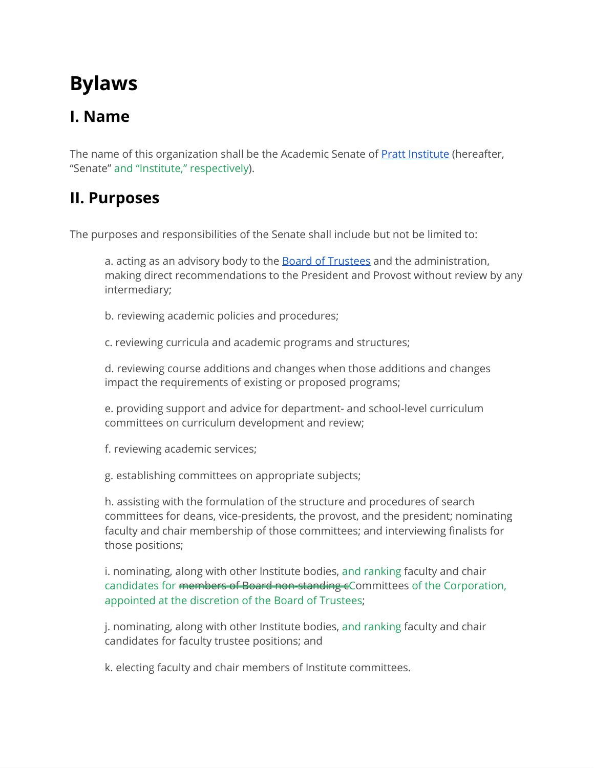# Bylaws

## I. Name

The name of this organization shall be the Academic Senate of Pratt Institute (hereafter, "Senate" and "Institute," respectively).

## II. Purposes

The purposes and responsibilities of the Senate shall include but not be limited to:

a. acting as an advisory body to the Board of Trustees and the administration, making direct recommendations to the President and Provost without review by any intermediary;

b. reviewing academic policies and procedures;

c. reviewing curricula and academic programs and structures;

d. reviewing course additions and changes when those additions and changes impact the requirements of existing or proposed programs;

e. providing support and advice for department- and school-level curriculum committees on curriculum development and review;

f. reviewing academic services;

g. establishing committees on appropriate subjects;

h. assisting with the formulation of the structure and procedures of search committees for deans, vice-presidents, the provost, and the president; nominating faculty and chair membership of those committees; and interviewing finalists for those positions;

i. nominating, along with other Institute bodies, and ranking faculty and chair candidates for ~~members of Board non-standing c~~Committees of the Corporation, appointed at the discretion of the Board of Trustees;

j. nominating, along with other Institute bodies, and ranking faculty and chair candidates for faculty trustee positions; and

k. electing faculty and chair members of Institute committees.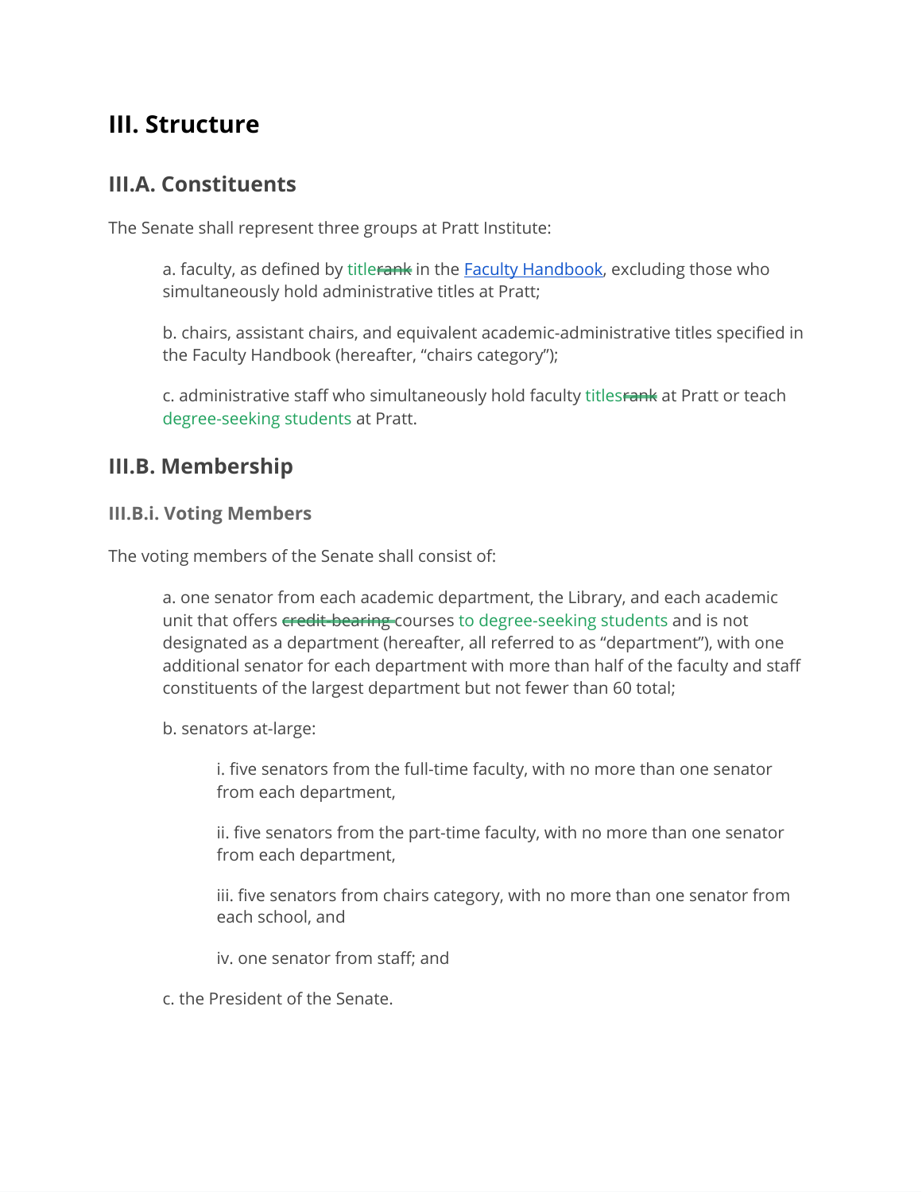# III. Structure

## III.A. Constituents

The Senate shall represent three groups at Pratt Institute:

> a. faculty, as defined by title~~rank~~ in the [Faculty Handbook](), excluding those who simultaneously hold administrative titles at Pratt;
>
> b. chairs, assistant chairs, and equivalent academic-administrative titles specified in the Faculty Handbook (hereafter, "chairs category");
>
> c. administrative staff who simultaneously hold faculty titles~~rank~~ at Pratt or teach degree-seeking students at Pratt.

## III.B. Membership

### III.B.i. Voting Members

The voting members of the Senate shall consist of:

> a. one senator from each academic department, the Library, and each academic unit that offers ~~credit-bearing~~ courses to degree-seeking students and is not designated as a department (hereafter, all referred to as "department"), with one additional senator for each department with more than half of the faculty and staff constituents of the largest department but not fewer than 60 total;
>
> b. senators at-large:
>
> > i. five senators from the full-time faculty, with no more than one senator from each department,
> >
> > ii. five senators from the part-time faculty, with no more than one senator from each department,
> >
> > iii. five senators from chairs category, with no more than one senator from each school, and
> >
> > iv. one senator from staff; and
>
> c. the President of the Senate.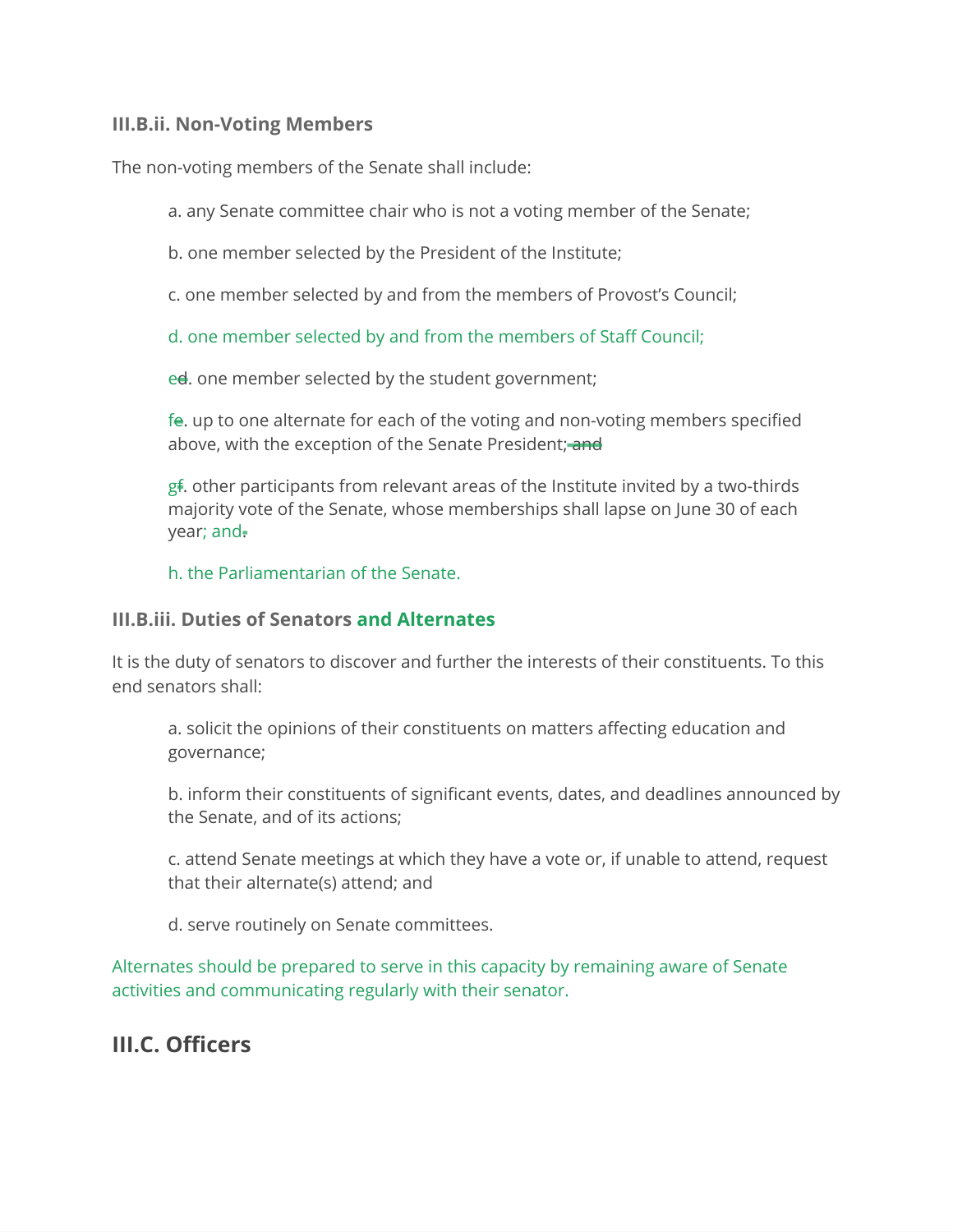### III.B.ii. Non-Voting Members

The non-voting members of the Senate shall include:

a. any Senate committee chair who is not a voting member of the Senate;

b. one member selected by the President of the Institute;

c. one member selected by and from the members of Provost's Council;

d. one member selected by and from the members of Staff Council;

ed. one member selected by the student government;

fe. up to one alternate for each of the voting and non-voting members specified above, with the exception of the Senate President; ~~and~~

gf. other participants from relevant areas of the Institute invited by a two-thirds majority vote of the Senate, whose memberships shall lapse on June 30 of each year; and~~.~~

h. the Parliamentarian of the Senate.

### III.B.iii. Duties of Senators and Alternates

It is the duty of senators to discover and further the interests of their constituents. To this end senators shall:

a. solicit the opinions of their constituents on matters affecting education and governance;

b. inform their constituents of significant events, dates, and deadlines announced by the Senate, and of its actions;

c. attend Senate meetings at which they have a vote or, if unable to attend, request that their alternate(s) attend; and

d. serve routinely on Senate committees.

Alternates should be prepared to serve in this capacity by remaining aware of Senate activities and communicating regularly with their senator.

## III.C. Officers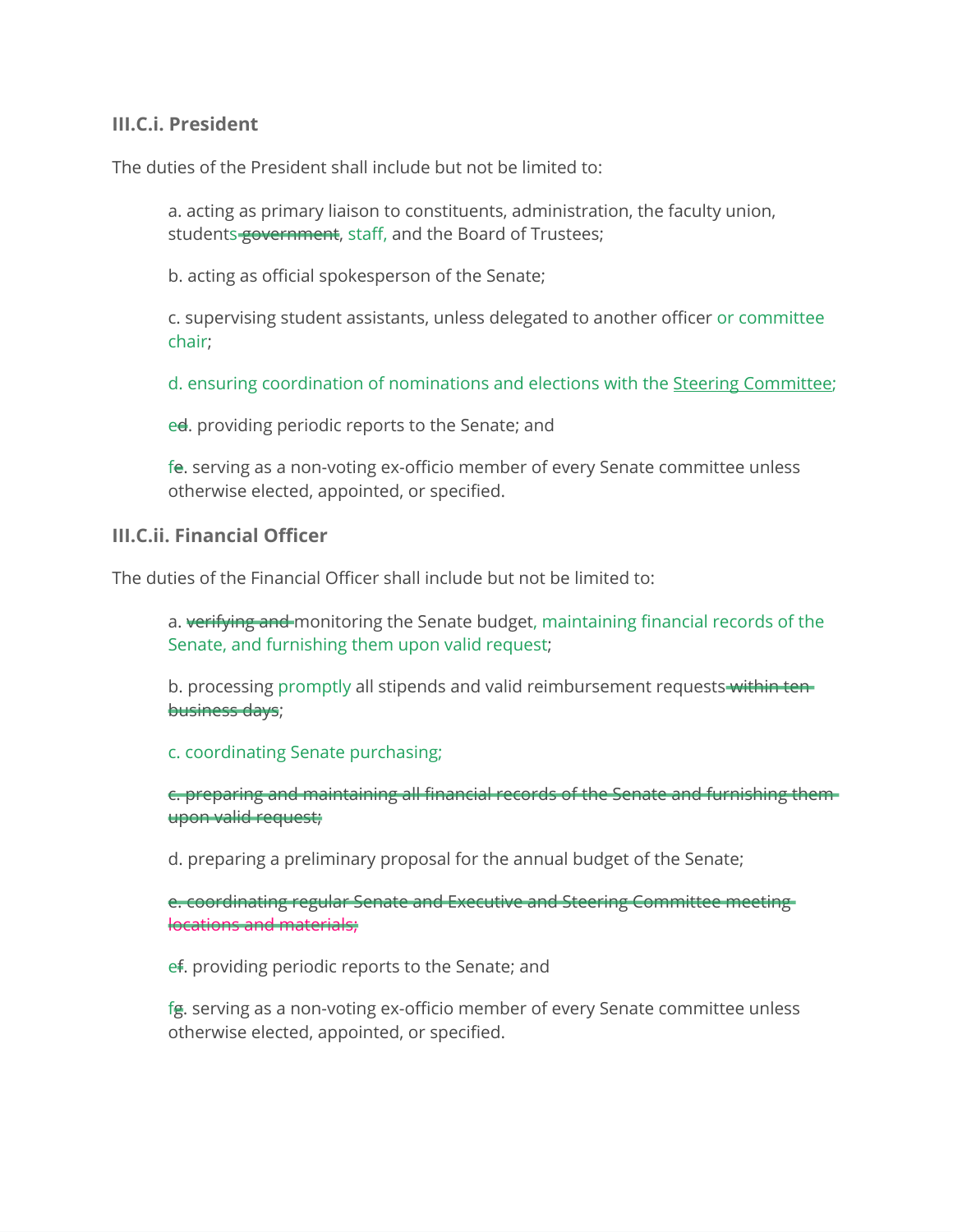### III.C.i. President

The duties of the President shall include but not be limited to:

a. acting as primary liaison to constituents, administration, the faculty union, students ~~government~~, staff, and the Board of Trustees;

b. acting as official spokesperson of the Senate;

c. supervising student assistants, unless delegated to another officer or committee chair;

d. ensuring coordination of nominations and elections with the Steering Committee;

e~~d~~. providing periodic reports to the Senate; and

f~~e~~. serving as a non-voting ex-officio member of every Senate committee unless otherwise elected, appointed, or specified.

### III.C.ii. Financial Officer

The duties of the Financial Officer shall include but not be limited to:

a. ~~verifying and~~ monitoring the Senate budget, maintaining financial records of the Senate, and furnishing them upon valid request;

b. processing promptly all stipends and valid reimbursement requests ~~within ten business days~~;

c. coordinating Senate purchasing;

~~c. preparing and maintaining all financial records of the Senate and furnishing them upon valid request;~~

d. preparing a preliminary proposal for the annual budget of the Senate;

~~e. coordinating regular Senate and Executive and Steering Committee meeting locations and materials;~~

e~~f~~. providing periodic reports to the Senate; and

f~~g~~. serving as a non-voting ex-officio member of every Senate committee unless otherwise elected, appointed, or specified.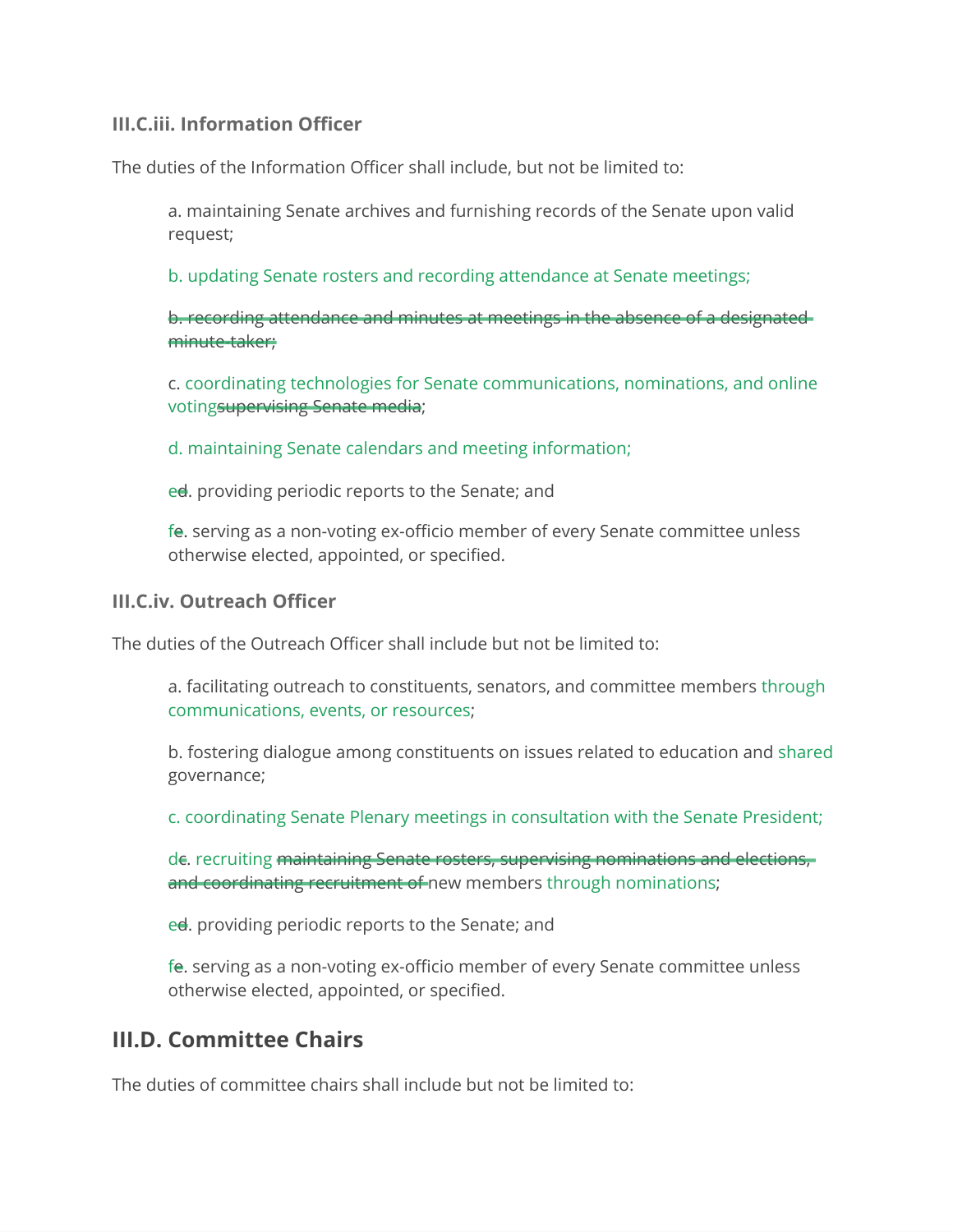### III.C.iii. Information Officer

The duties of the Information Officer shall include, but not be limited to:

a. maintaining Senate archives and furnishing records of the Senate upon valid request;

b. updating Senate rosters and recording attendance at Senate meetings;

~~b. recording attendance and minutes at meetings in the absence of a designated minute-taker;~~

c. coordinating technologies for Senate communications, nominations, and online voting~~supervising Senate media~~;

d. maintaining Senate calendars and meeting information;

e~~d~~. providing periodic reports to the Senate; and

f~~e~~. serving as a non-voting ex-officio member of every Senate committee unless otherwise elected, appointed, or specified.

### III.C.iv. Outreach Officer

The duties of the Outreach Officer shall include but not be limited to:

a. facilitating outreach to constituents, senators, and committee members through communications, events, or resources;

b. fostering dialogue among constituents on issues related to education and shared governance;

c. coordinating Senate Plenary meetings in consultation with the Senate President;

d~~c~~. recruiting ~~maintaining Senate rosters, supervising nominations and elections, and coordinating recruitment of~~ new members through nominations;

e~~d~~. providing periodic reports to the Senate; and

f~~e~~. serving as a non-voting ex-officio member of every Senate committee unless otherwise elected, appointed, or specified.

## III.D. Committee Chairs

The duties of committee chairs shall include but not be limited to: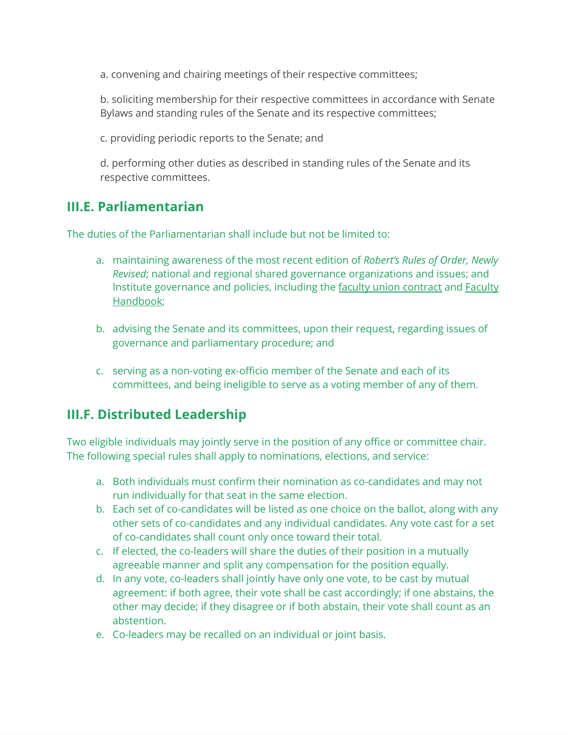a. convening and chairing meetings of their respective committees;

b. soliciting membership for their respective committees in accordance with Senate Bylaws and standing rules of the Senate and its respective committees;

c. providing periodic reports to the Senate; and

d. performing other duties as described in standing rules of the Senate and its respective committees.

## III.E. Parliamentarian

The duties of the Parliamentarian shall include but not be limited to:

a. maintaining awareness of the most recent edition of *Robert's Rules of Order, Newly Revised*; national and regional shared governance organizations and issues; and Institute governance and policies, including the faculty union contract and Faculty Handbook;

b. advising the Senate and its committees, upon their request, regarding issues of governance and parliamentary procedure; and

c. serving as a non-voting ex-officio member of the Senate and each of its committees, and being ineligible to serve as a voting member of any of them.

## III.F. Distributed Leadership

Two eligible individuals may jointly serve in the position of any office or committee chair. The following special rules shall apply to nominations, elections, and service:

a. Both individuals must confirm their nomination as co-candidates and may not run individually for that seat in the same election.
b. Each set of co-candidates will be listed as one choice on the ballot, along with any other sets of co-candidates and any individual candidates. Any vote cast for a set of co-candidates shall count only once toward their total.
c. If elected, the co-leaders will share the duties of their position in a mutually agreeable manner and split any compensation for the position equally.
d. In any vote, co-leaders shall jointly have only one vote, to be cast by mutual agreement: if both agree, their vote shall be cast accordingly; if one abstains, the other may decide; if they disagree or if both abstain, their vote shall count as an abstention.
e. Co-leaders may be recalled on an individual or joint basis.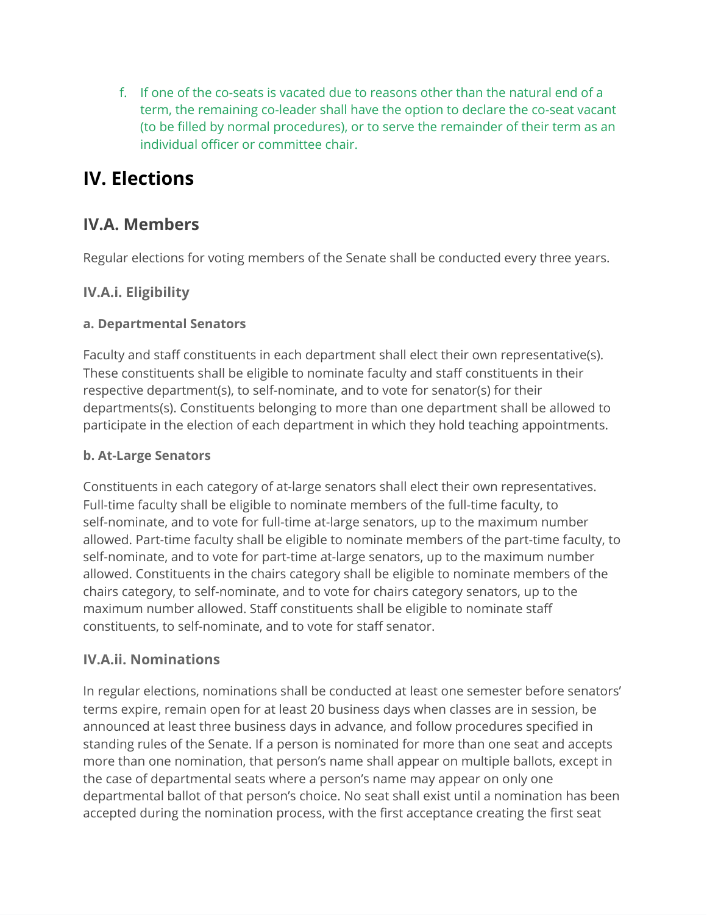f. If one of the co-seats is vacated due to reasons other than the natural end of a term, the remaining co-leader shall have the option to declare the co-seat vacant (to be filled by normal procedures), or to serve the remainder of their term as an individual officer or committee chair.

# IV. Elections

## IV.A. Members

Regular elections for voting members of the Senate shall be conducted every three years.

### IV.A.i. Eligibility

#### a. Departmental Senators

Faculty and staff constituents in each department shall elect their own representative(s). These constituents shall be eligible to nominate faculty and staff constituents in their respective department(s), to self-nominate, and to vote for senator(s) for their departments(s). Constituents belonging to more than one department shall be allowed to participate in the election of each department in which they hold teaching appointments.

#### b. At-Large Senators

Constituents in each category of at-large senators shall elect their own representatives. Full-time faculty shall be eligible to nominate members of the full-time faculty, to self-nominate, and to vote for full-time at-large senators, up to the maximum number allowed. Part-time faculty shall be eligible to nominate members of the part-time faculty, to self-nominate, and to vote for part-time at-large senators, up to the maximum number allowed. Constituents in the chairs category shall be eligible to nominate members of the chairs category, to self-nominate, and to vote for chairs category senators, up to the maximum number allowed. Staff constituents shall be eligible to nominate staff constituents, to self-nominate, and to vote for staff senator.

### IV.A.ii. Nominations

In regular elections, nominations shall be conducted at least one semester before senators' terms expire, remain open for at least 20 business days when classes are in session, be announced at least three business days in advance, and follow procedures specified in standing rules of the Senate. If a person is nominated for more than one seat and accepts more than one nomination, that person's name shall appear on multiple ballots, except in the case of departmental seats where a person's name may appear on only one departmental ballot of that person's choice. No seat shall exist until a nomination has been accepted during the nomination process, with the first acceptance creating the first seat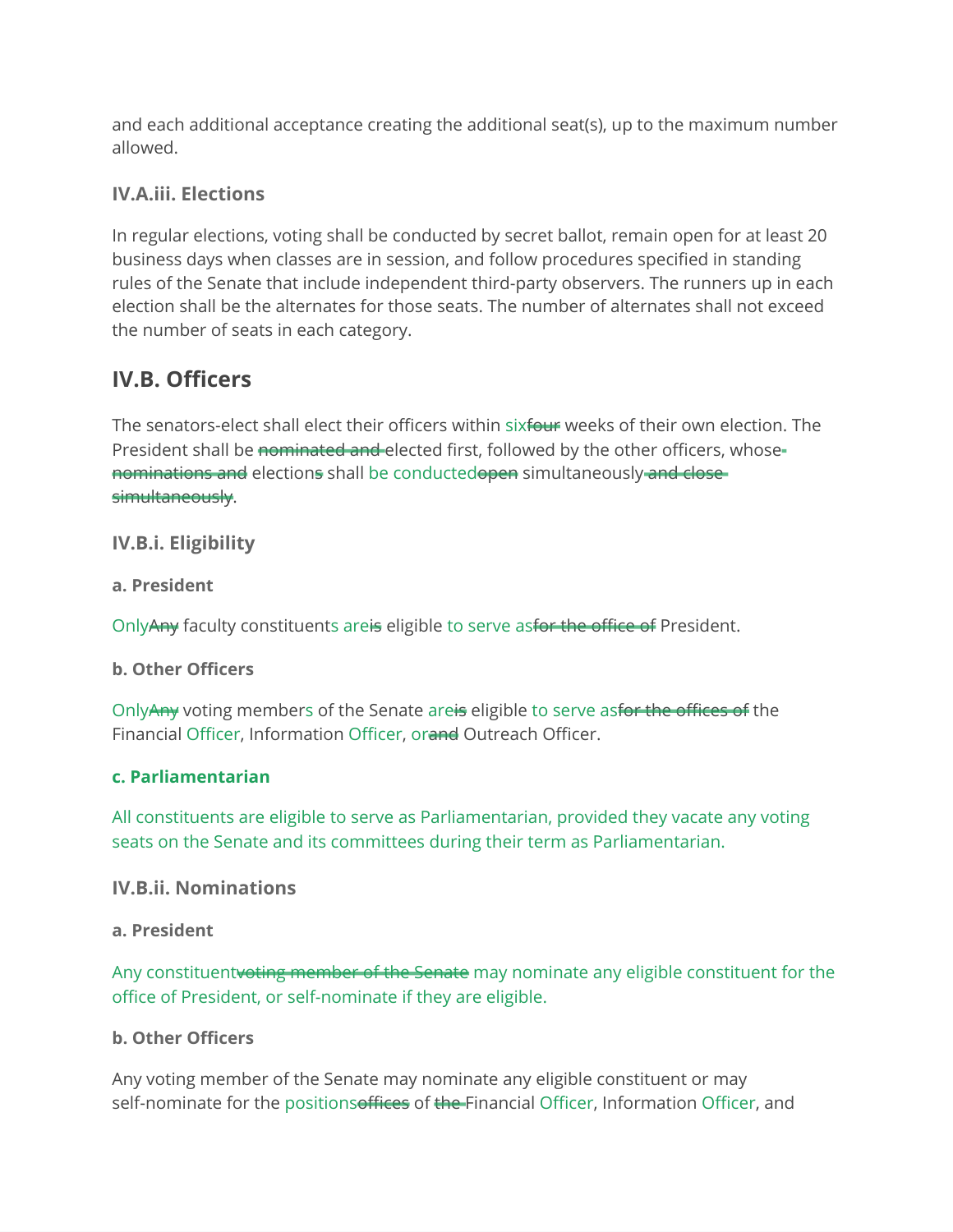and each additional acceptance creating the additional seat(s), up to the maximum number allowed.

### IV.A.iii. Elections

In regular elections, voting shall be conducted by secret ballot, remain open for at least 20 business days when classes are in session, and follow procedures specified in standing rules of the Senate that include independent third-party observers. The runners up in each election shall be the alternates for those seats. The number of alternates shall not exceed the number of seats in each category.

## IV.B. Officers

The senators-elect shall elect their officers within six~~four~~ weeks of their own election. The President shall be ~~nominated and~~ elected first, followed by the other officers, whose ~~nominations and~~ election~~s~~ shall be conducted~~open~~ simultaneously~~ and close simultaneously~~.

### IV.B.i. Eligibility

#### a. President

Only~~Any~~ faculty constituents are~~is~~ eligible to serve as~~for the office of~~ President.

#### b. Other Officers

Only~~Any~~ voting members of the Senate are~~is~~ eligible to serve as~~for the offices of~~ the Financial Officer, Information Officer, or~~and~~ Outreach Officer.

#### c. Parliamentarian

All constituents are eligible to serve as Parliamentarian, provided they vacate any voting seats on the Senate and its committees during their term as Parliamentarian.

### IV.B.ii. Nominations

#### a. President

Any constituent~~voting member of the Senate~~ may nominate any eligible constituent for the office of President, or self-nominate if they are eligible.

#### b. Other Officers

Any voting member of the Senate may nominate any eligible constituent or may self-nominate for the positions~~offices~~ of ~~the~~ Financial Officer, Information Officer, and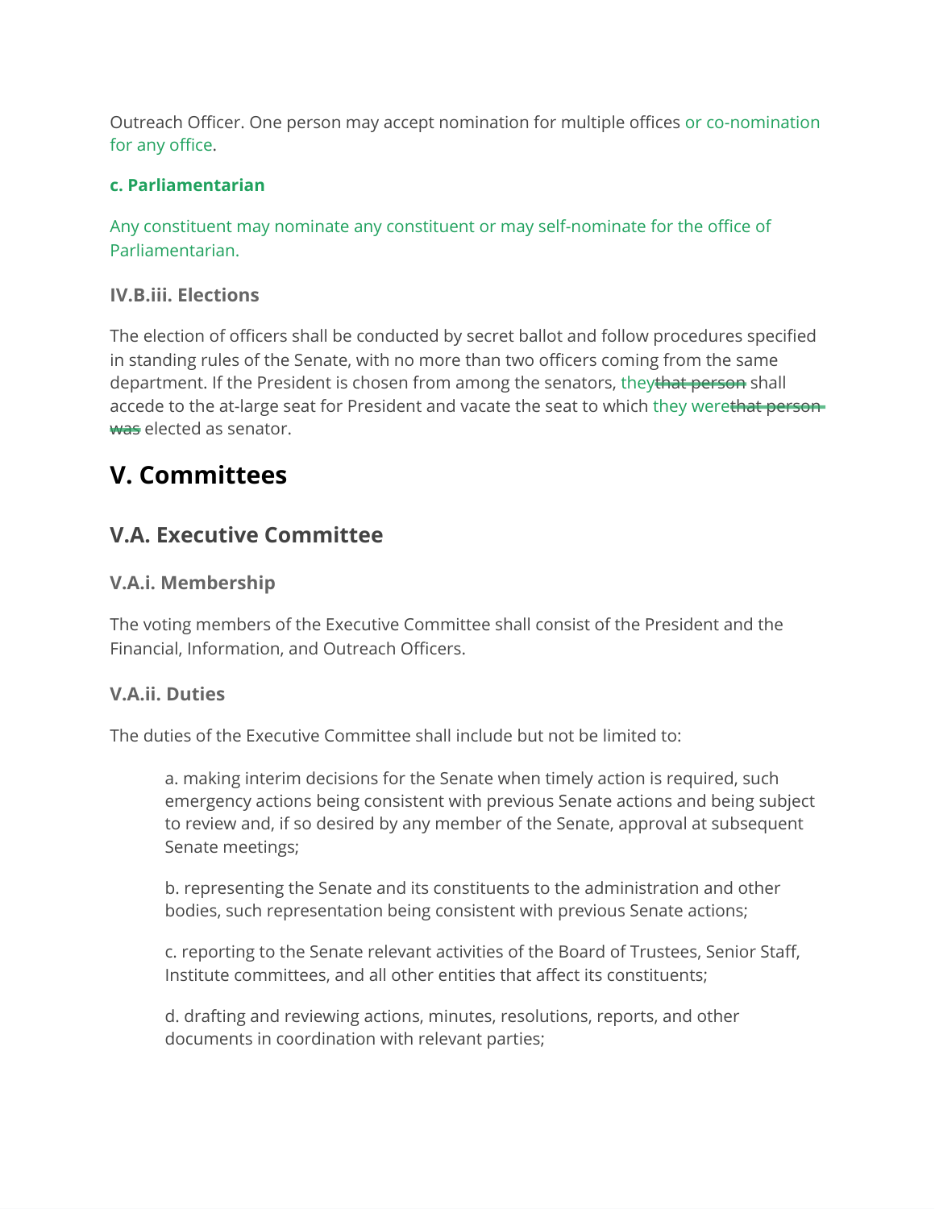Outreach Officer. One person may accept nomination for multiple offices or co-nomination for any office.

**c. Parliamentarian**

Any constituent may nominate any constituent or may self-nominate for the office of Parliamentarian.

### IV.B.iii. Elections

The election of officers shall be conducted by secret ballot and follow procedures specified in standing rules of the Senate, with no more than two officers coming from the same department. If the President is chosen from among the senators, they~~that person~~ shall accede to the at-large seat for President and vacate the seat to which they were~~that person was~~ elected as senator.

# V. Committees

## V.A. Executive Committee

### V.A.i. Membership

The voting members of the Executive Committee shall consist of the President and the Financial, Information, and Outreach Officers.

### V.A.ii. Duties

The duties of the Executive Committee shall include but not be limited to:

> a. making interim decisions for the Senate when timely action is required, such emergency actions being consistent with previous Senate actions and being subject to review and, if so desired by any member of the Senate, approval at subsequent Senate meetings;
>
> b. representing the Senate and its constituents to the administration and other bodies, such representation being consistent with previous Senate actions;
>
> c. reporting to the Senate relevant activities of the Board of Trustees, Senior Staff, Institute committees, and all other entities that affect its constituents;
>
> d. drafting and reviewing actions, minutes, resolutions, reports, and other documents in coordination with relevant parties;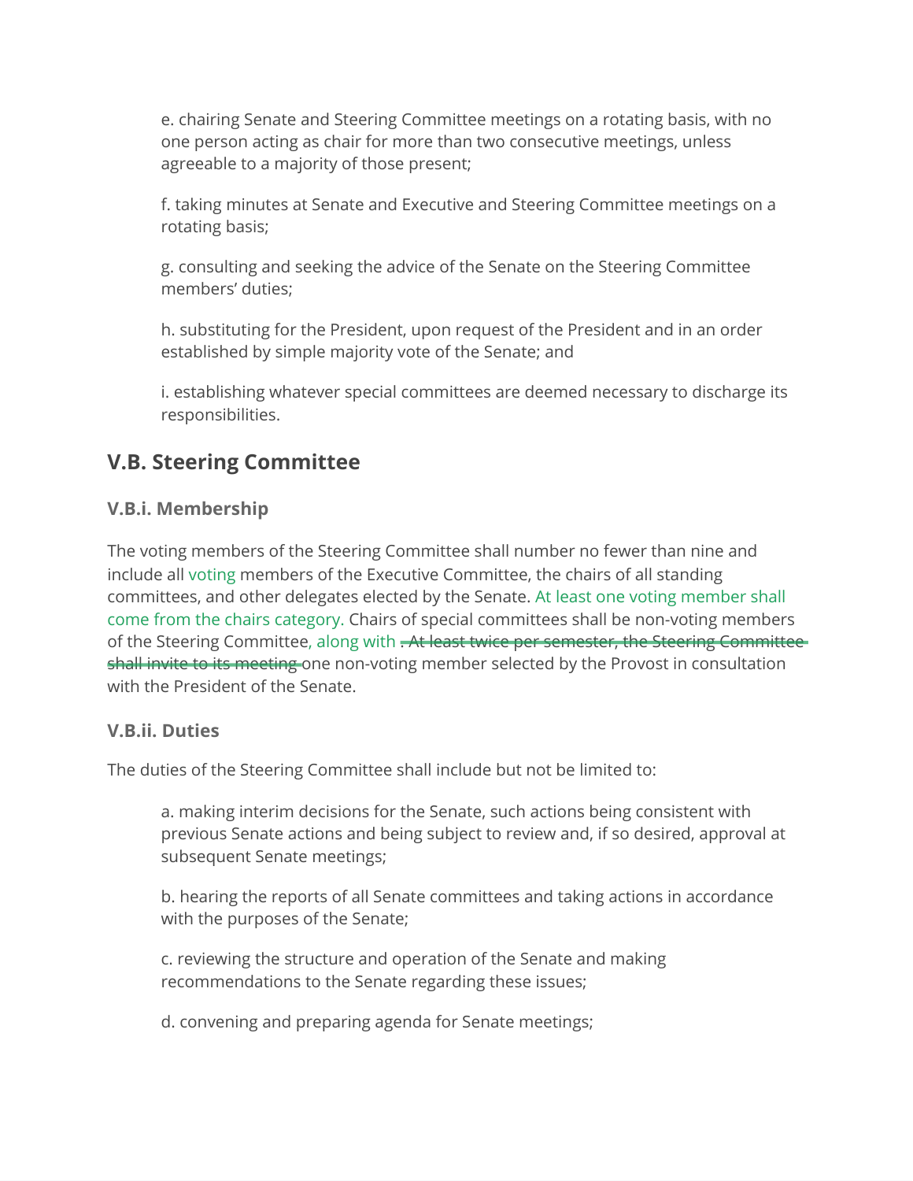e. chairing Senate and Steering Committee meetings on a rotating basis, with no one person acting as chair for more than two consecutive meetings, unless agreeable to a majority of those present;

f. taking minutes at Senate and Executive and Steering Committee meetings on a rotating basis;

g. consulting and seeking the advice of the Senate on the Steering Committee members' duties;

h. substituting for the President, upon request of the President and in an order established by simple majority vote of the Senate; and

i. establishing whatever special committees are deemed necessary to discharge its responsibilities.

## V.B. Steering Committee

### V.B.i. Membership

The voting members of the Steering Committee shall number no fewer than nine and include all voting members of the Executive Committee, the chairs of all standing committees, and other delegates elected by the Senate. At least one voting member shall come from the chairs category. Chairs of special committees shall be non-voting members of the Steering Committee, along with ~~. At least twice per semester, the Steering Committee shall invite to its meeting~~ one non-voting member selected by the Provost in consultation with the President of the Senate.

### V.B.ii. Duties

The duties of the Steering Committee shall include but not be limited to:

a. making interim decisions for the Senate, such actions being consistent with previous Senate actions and being subject to review and, if so desired, approval at subsequent Senate meetings;

b. hearing the reports of all Senate committees and taking actions in accordance with the purposes of the Senate;

c. reviewing the structure and operation of the Senate and making recommendations to the Senate regarding these issues;

d. convening and preparing agenda for Senate meetings;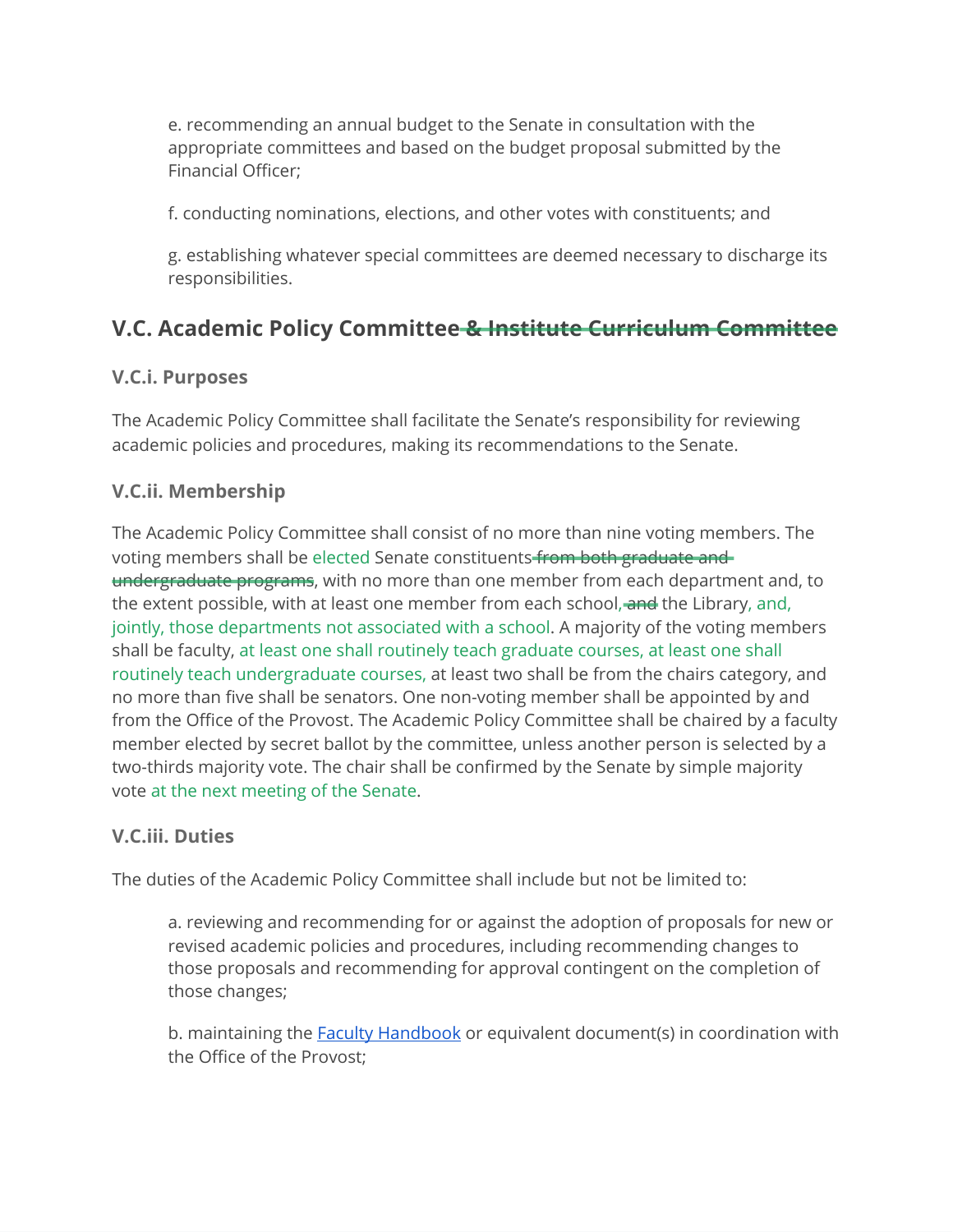e. recommending an annual budget to the Senate in consultation with the appropriate committees and based on the budget proposal submitted by the Financial Officer;

f. conducting nominations, elections, and other votes with constituents; and

g. establishing whatever special committees are deemed necessary to discharge its responsibilities.

## V.C. Academic Policy Committee ~~& Institute Curriculum Committee~~

### V.C.i. Purposes

The Academic Policy Committee shall facilitate the Senate's responsibility for reviewing academic policies and procedures, making its recommendations to the Senate.

### V.C.ii. Membership

The Academic Policy Committee shall consist of no more than nine voting members. The voting members shall be elected Senate constituents ~~from both graduate and undergraduate programs~~, with no more than one member from each department and, to the extent possible, with at least one member from each school, ~~and~~ the Library, and, jointly, those departments not associated with a school. A majority of the voting members shall be faculty, at least one shall routinely teach graduate courses, at least one shall routinely teach undergraduate courses, at least two shall be from the chairs category, and no more than five shall be senators. One non-voting member shall be appointed by and from the Office of the Provost. The Academic Policy Committee shall be chaired by a faculty member elected by secret ballot by the committee, unless another person is selected by a two-thirds majority vote. The chair shall be confirmed by the Senate by simple majority vote at the next meeting of the Senate.

### V.C.iii. Duties

The duties of the Academic Policy Committee shall include but not be limited to:

a. reviewing and recommending for or against the adoption of proposals for new or revised academic policies and procedures, including recommending changes to those proposals and recommending for approval contingent on the completion of those changes;

b. maintaining the [Faculty Handbook] or equivalent document(s) in coordination with the Office of the Provost;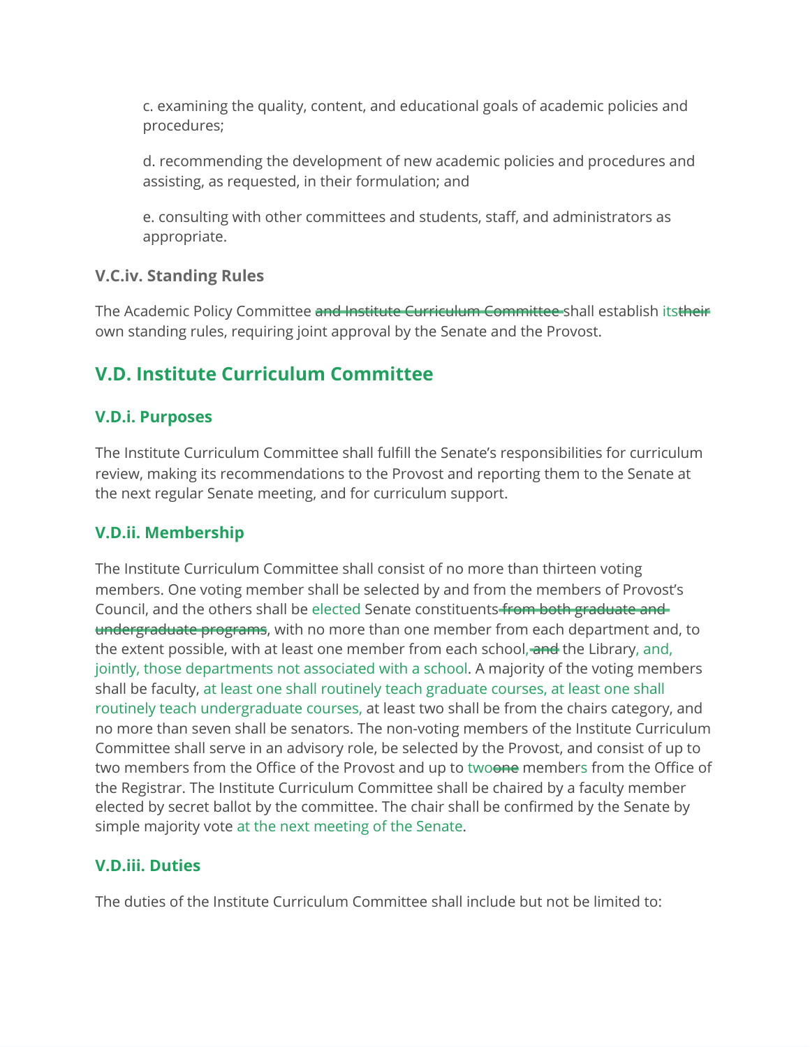c. examining the quality, content, and educational goals of academic policies and procedures;

d. recommending the development of new academic policies and procedures and assisting, as requested, in their formulation; and

e. consulting with other committees and students, staff, and administrators as appropriate.

### V.C.iv. Standing Rules

The Academic Policy Committee ~~and Institute Curriculum Committee~~ shall establish its~~their~~ own standing rules, requiring joint approval by the Senate and the Provost.

## V.D. Institute Curriculum Committee

### V.D.i. Purposes

The Institute Curriculum Committee shall fulfill the Senate's responsibilities for curriculum review, making its recommendations to the Provost and reporting them to the Senate at the next regular Senate meeting, and for curriculum support.

### V.D.ii. Membership

The Institute Curriculum Committee shall consist of no more than thirteen voting members. One voting member shall be selected by and from the members of Provost's Council, and the others shall be elected Senate constituents ~~from both graduate and undergraduate programs~~, with no more than one member from each department and, to the extent possible, with at least one member from each school~~, and~~ the Library, and, jointly, those departments not associated with a school. A majority of the voting members shall be faculty, at least one shall routinely teach graduate courses, at least one shall routinely teach undergraduate courses, at least two shall be from the chairs category, and no more than seven shall be senators. The non-voting members of the Institute Curriculum Committee shall serve in an advisory role, be selected by the Provost, and consist of up to two members from the Office of the Provost and up to two~~one~~ members from the Office of the Registrar. The Institute Curriculum Committee shall be chaired by a faculty member elected by secret ballot by the committee. The chair shall be confirmed by the Senate by simple majority vote at the next meeting of the Senate.

### V.D.iii. Duties

The duties of the Institute Curriculum Committee shall include but not be limited to: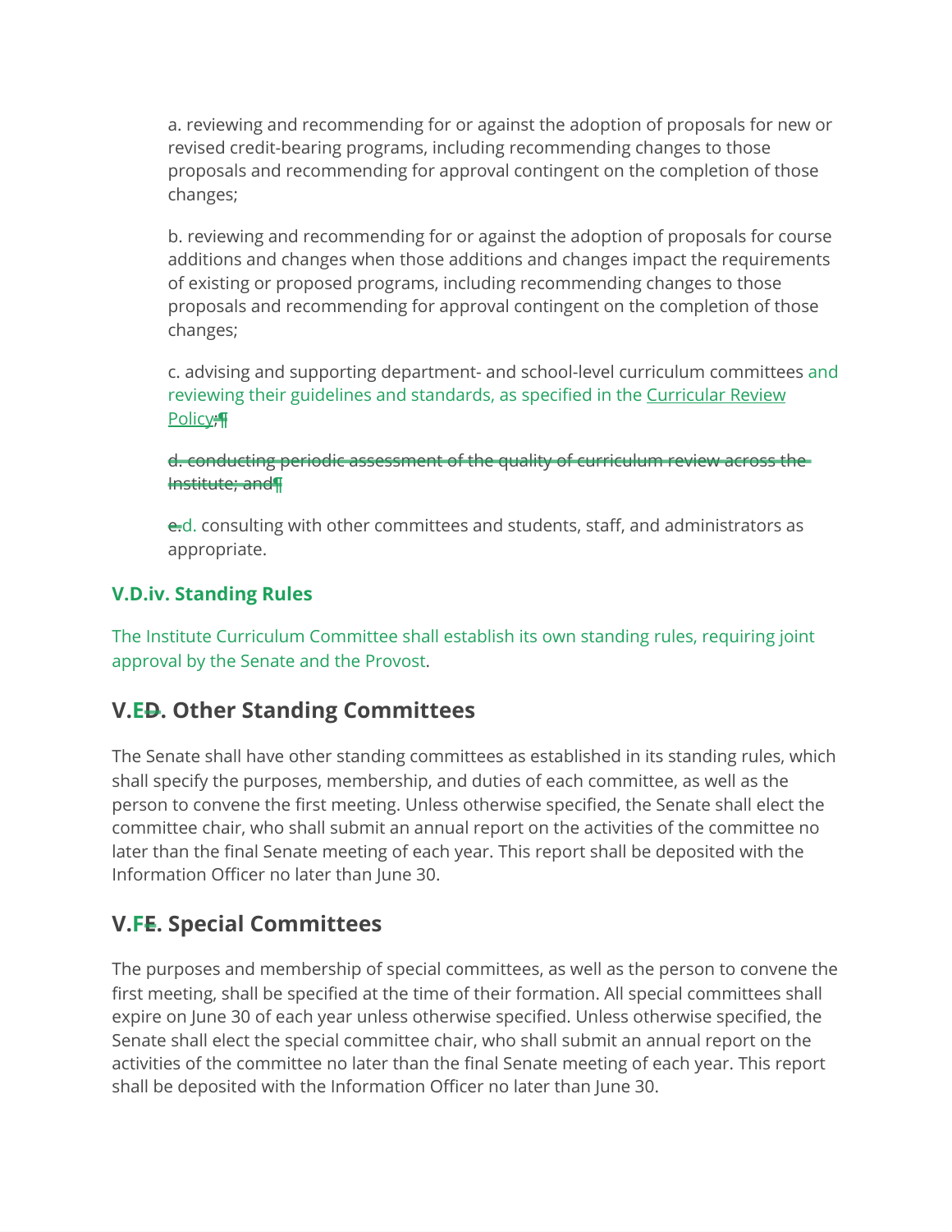a. reviewing and recommending for or against the adoption of proposals for new or revised credit-bearing programs, including recommending changes to those proposals and recommending for approval contingent on the completion of those changes;

b. reviewing and recommending for or against the adoption of proposals for course additions and changes when those additions and changes impact the requirements of existing or proposed programs, including recommending changes to those proposals and recommending for approval contingent on the completion of those changes;

c. advising and supporting department- and school-level curriculum committees and reviewing their guidelines and standards, as specified in the Curricular Review Policy; ~~;~~

~~d. conducting periodic assessment of the quality of curriculum review across the Institute; and~~

~~e.~~d. consulting with other committees and students, staff, and administrators as appropriate.

### V.D.iv. Standing Rules

The Institute Curriculum Committee shall establish its own standing rules, requiring joint approval by the Senate and the Provost.

## V.E~~D~~. Other Standing Committees

The Senate shall have other standing committees as established in its standing rules, which shall specify the purposes, membership, and duties of each committee, as well as the person to convene the first meeting. Unless otherwise specified, the Senate shall elect the committee chair, who shall submit an annual report on the activities of the committee no later than the final Senate meeting of each year. This report shall be deposited with the Information Officer no later than June 30.

## V.F~~E~~. Special Committees

The purposes and membership of special committees, as well as the person to convene the first meeting, shall be specified at the time of their formation. All special committees shall expire on June 30 of each year unless otherwise specified. Unless otherwise specified, the Senate shall elect the special committee chair, who shall submit an annual report on the activities of the committee no later than the final Senate meeting of each year. This report shall be deposited with the Information Officer no later than June 30.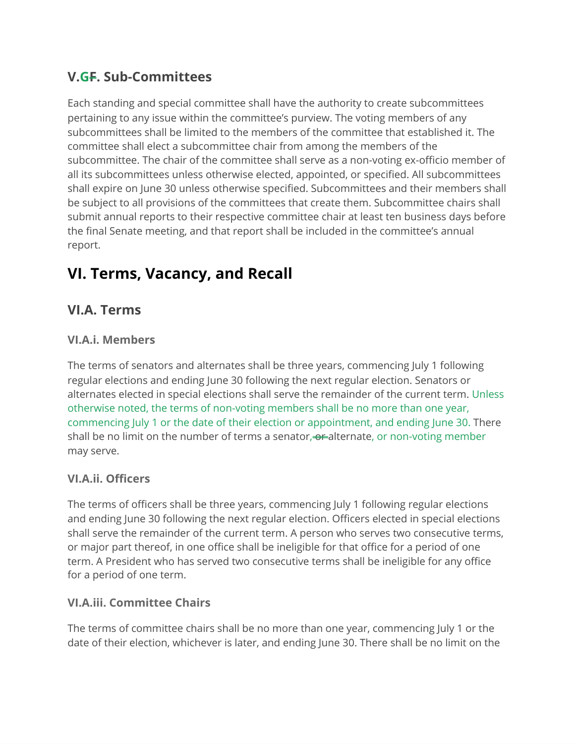### V.G~~F~~. Sub-Committees

Each standing and special committee shall have the authority to create subcommittees pertaining to any issue within the committee's purview. The voting members of any subcommittees shall be limited to the members of the committee that established it. The committee shall elect a subcommittee chair from among the members of the subcommittee. The chair of the committee shall serve as a non-voting ex-officio member of all its subcommittees unless otherwise elected, appointed, or specified. All subcommittees shall expire on June 30 unless otherwise specified. Subcommittees and their members shall be subject to all provisions of the committees that create them. Subcommittee chairs shall submit annual reports to their respective committee chair at least ten business days before the final Senate meeting, and that report shall be included in the committee's annual report.

## VI. Terms, Vacancy, and Recall

### VI.A. Terms

#### VI.A.i. Members

The terms of senators and alternates shall be three years, commencing July 1 following regular elections and ending June 30 following the next regular election. Senators or alternates elected in special elections shall serve the remainder of the current term. Unless otherwise noted, the terms of non-voting members shall be no more than one year, commencing July 1 or the date of their election or appointment, and ending June 30. There shall be no limit on the number of terms a senator, ~~or~~ alternate, or non-voting member may serve.

#### VI.A.ii. Officers

The terms of officers shall be three years, commencing July 1 following regular elections and ending June 30 following the next regular election. Officers elected in special elections shall serve the remainder of the current term. A person who serves two consecutive terms, or major part thereof, in one office shall be ineligible for that office for a period of one term. A President who has served two consecutive terms shall be ineligible for any office for a period of one term.

#### VI.A.iii. Committee Chairs

The terms of committee chairs shall be no more than one year, commencing July 1 or the date of their election, whichever is later, and ending June 30. There shall be no limit on the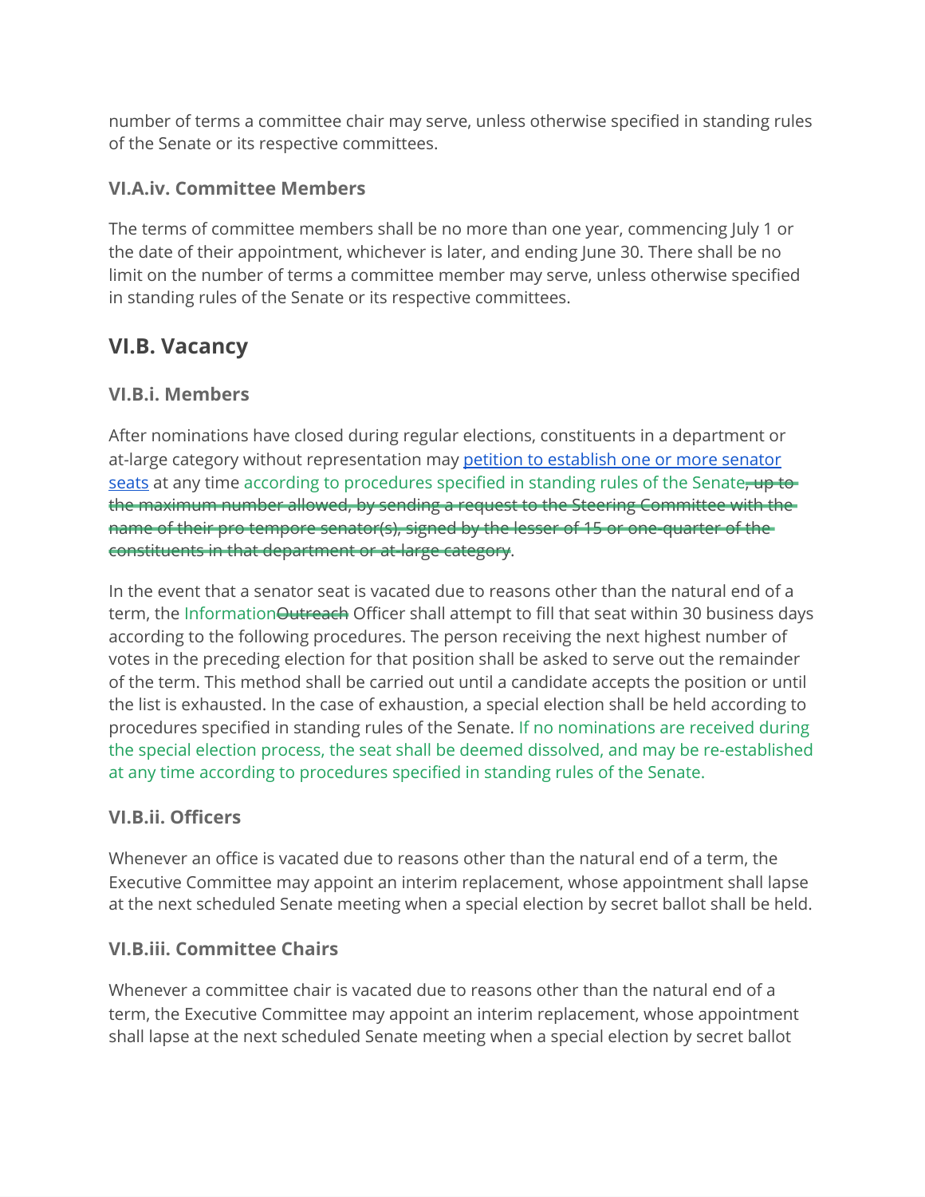number of terms a committee chair may serve, unless otherwise specified in standing rules of the Senate or its respective committees.

### VI.A.iv. Committee Members

The terms of committee members shall be no more than one year, commencing July 1 or the date of their appointment, whichever is later, and ending June 30. There shall be no limit on the number of terms a committee member may serve, unless otherwise specified in standing rules of the Senate or its respective committees.

## VI.B. Vacancy

### VI.B.i. Members

After nominations have closed during regular elections, constituents in a department or at-large category without representation may petition to establish one or more senator seats at any time according to procedures specified in standing rules of the Senate~~, up to the maximum number allowed, by sending a request to the Steering Committee with the name of their pro tempore senator(s), signed by the lesser of 15 or one-quarter of the constituents in that department or at-large category~~.

In the event that a senator seat is vacated due to reasons other than the natural end of a term, the Information~~Outreach~~ Officer shall attempt to fill that seat within 30 business days according to the following procedures. The person receiving the next highest number of votes in the preceding election for that position shall be asked to serve out the remainder of the term. This method shall be carried out until a candidate accepts the position or until the list is exhausted. In the case of exhaustion, a special election shall be held according to procedures specified in standing rules of the Senate. If no nominations are received during the special election process, the seat shall be deemed dissolved, and may be re-established at any time according to procedures specified in standing rules of the Senate.

### VI.B.ii. Officers

Whenever an office is vacated due to reasons other than the natural end of a term, the Executive Committee may appoint an interim replacement, whose appointment shall lapse at the next scheduled Senate meeting when a special election by secret ballot shall be held.

### VI.B.iii. Committee Chairs

Whenever a committee chair is vacated due to reasons other than the natural end of a term, the Executive Committee may appoint an interim replacement, whose appointment shall lapse at the next scheduled Senate meeting when a special election by secret ballot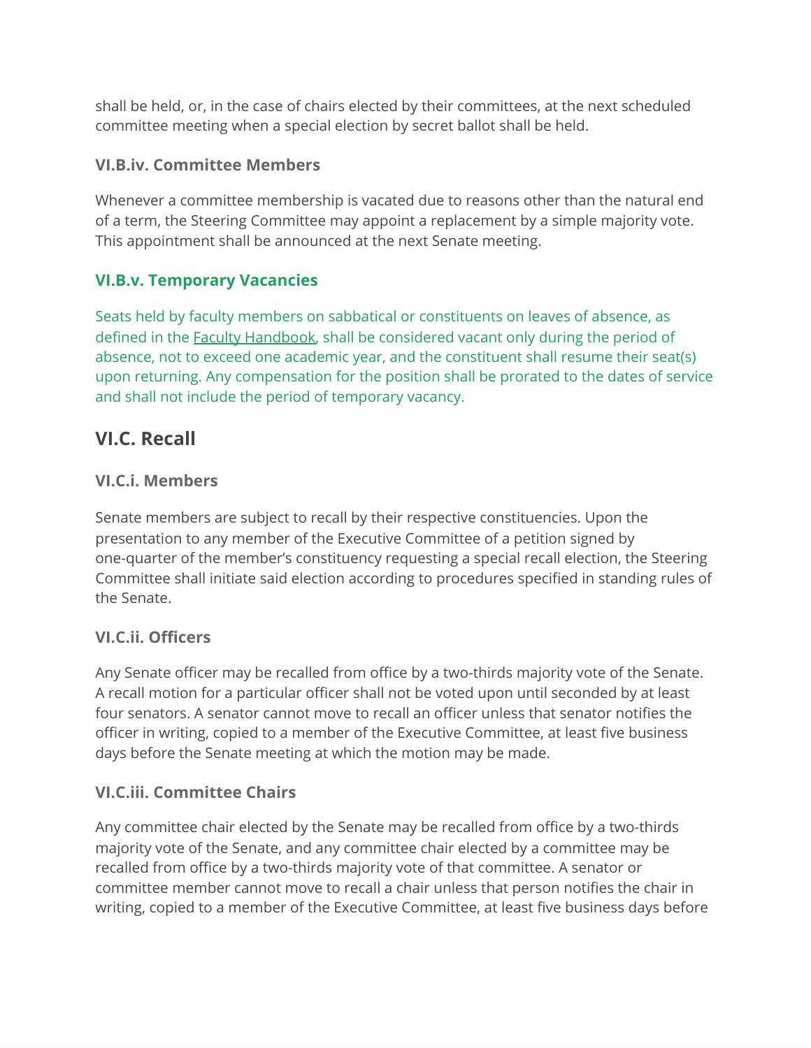shall be held, or, in the case of chairs elected by their committees, at the next scheduled committee meeting when a special election by secret ballot shall be held.

### VI.B.iv. Committee Members

Whenever a committee membership is vacated due to reasons other than the natural end of a term, the Steering Committee may appoint a replacement by a simple majority vote. This appointment shall be announced at the next Senate meeting.

### VI.B.v. Temporary Vacancies

Seats held by faculty members on sabbatical or constituents on leaves of absence, as defined in the Faculty Handbook, shall be considered vacant only during the period of absence, not to exceed one academic year, and the constituent shall resume their seat(s) upon returning. Any compensation for the position shall be prorated to the dates of service and shall not include the period of temporary vacancy.

## VI.C. Recall

### VI.C.i. Members

Senate members are subject to recall by their respective constituencies. Upon the presentation to any member of the Executive Committee of a petition signed by one-quarter of the member's constituency requesting a special recall election, the Steering Committee shall initiate said election according to procedures specified in standing rules of the Senate.

### VI.C.ii. Officers

Any Senate officer may be recalled from office by a two-thirds majority vote of the Senate. A recall motion for a particular officer shall not be voted upon until seconded by at least four senators. A senator cannot move to recall an officer unless that senator notifies the officer in writing, copied to a member of the Executive Committee, at least five business days before the Senate meeting at which the motion may be made.

### VI.C.iii. Committee Chairs

Any committee chair elected by the Senate may be recalled from office by a two-thirds majority vote of the Senate, and any committee chair elected by a committee may be recalled from office by a two-thirds majority vote of that committee. A senator or committee member cannot move to recall a chair unless that person notifies the chair in writing, copied to a member of the Executive Committee, at least five business days before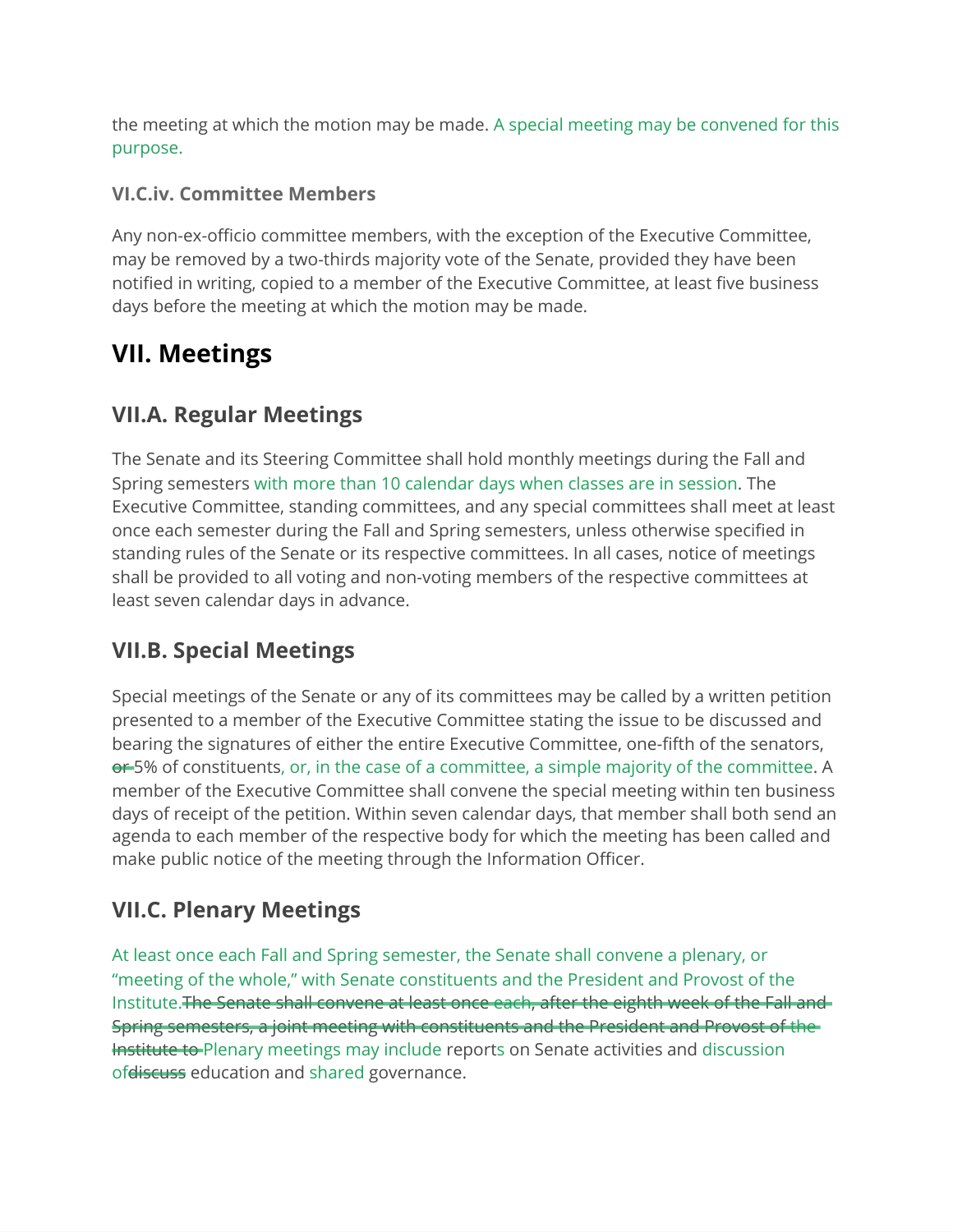the meeting at which the motion may be made. A special meeting may be convened for this purpose.

### VI.C.iv. Committee Members

Any non-ex-officio committee members, with the exception of the Executive Committee, may be removed by a two-thirds majority vote of the Senate, provided they have been notified in writing, copied to a member of the Executive Committee, at least five business days before the meeting at which the motion may be made.

# VII. Meetings

## VII.A. Regular Meetings

The Senate and its Steering Committee shall hold monthly meetings during the Fall and Spring semesters with more than 10 calendar days when classes are in session. The Executive Committee, standing committees, and any special committees shall meet at least once each semester during the Fall and Spring semesters, unless otherwise specified in standing rules of the Senate or its respective committees. In all cases, notice of meetings shall be provided to all voting and non-voting members of the respective committees at least seven calendar days in advance.

## VII.B. Special Meetings

Special meetings of the Senate or any of its committees may be called by a written petition presented to a member of the Executive Committee stating the issue to be discussed and bearing the signatures of either the entire Executive Committee, one-fifth of the senators, ~~or~~ 5% of constituents, or, in the case of a committee, a simple majority of the committee. A member of the Executive Committee shall convene the special meeting within ten business days of receipt of the petition. Within seven calendar days, that member shall both send an agenda to each member of the respective body for which the meeting has been called and make public notice of the meeting through the Information Officer.

## VII.C. Plenary Meetings

At least once each Fall and Spring semester, the Senate shall convene a plenary, or “meeting of the whole,” with Senate constituents and the President and Provost of the Institute.~~The Senate shall convene at least once each, after the eighth week of the Fall and Spring semesters, a joint meeting with constituents and the President and Provost of the Institute to~~ Plenary meetings may include reports on Senate activities and discussion of~~discuss~~ education and shared governance.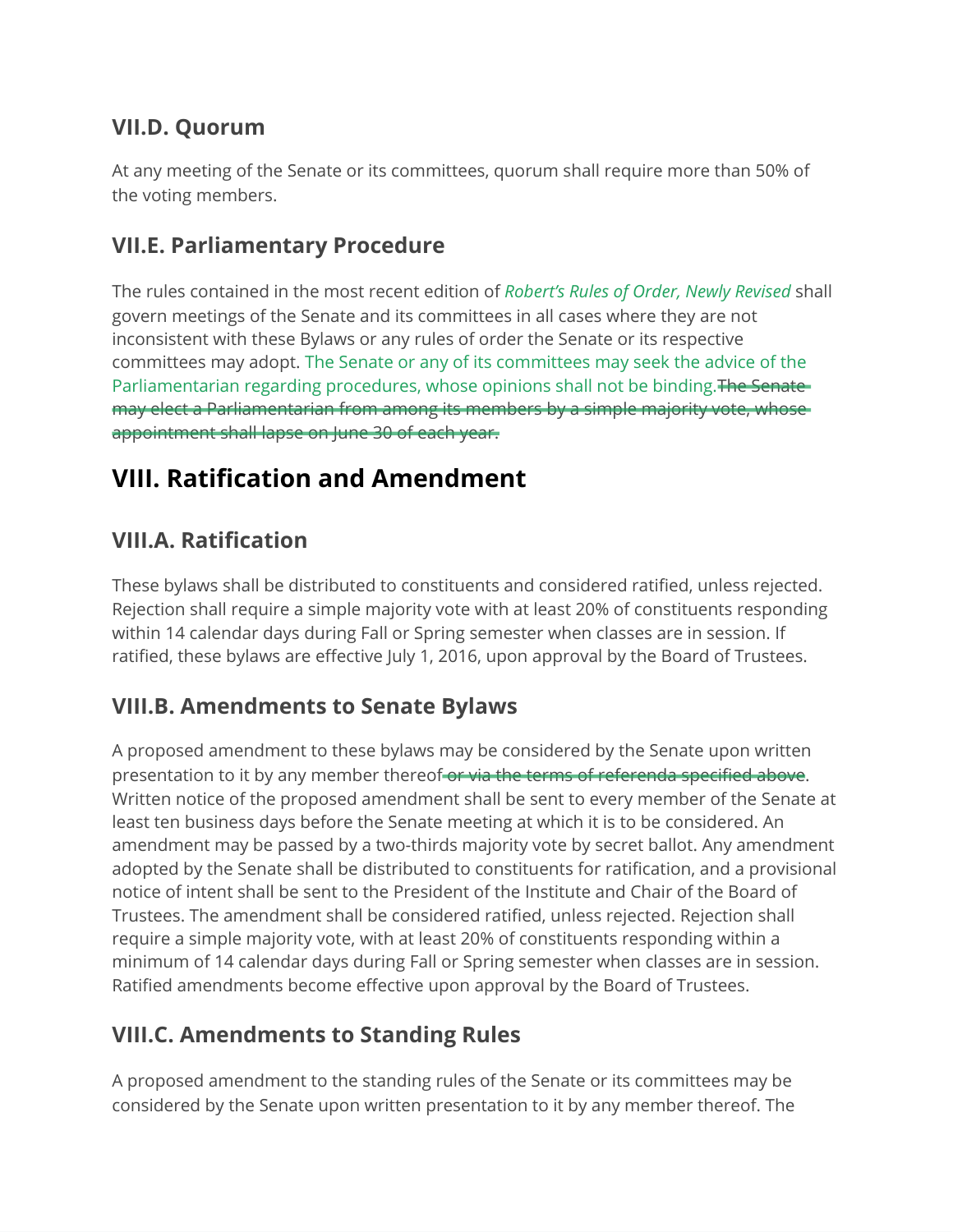### VII.D. Quorum

At any meeting of the Senate or its committees, quorum shall require more than 50% of the voting members.

### VII.E. Parliamentary Procedure

The rules contained in the most recent edition of *Robert's Rules of Order, Newly Revised* shall govern meetings of the Senate and its committees in all cases where they are not inconsistent with these Bylaws or any rules of order the Senate or its respective committees may adopt. The Senate or any of its committees may seek the advice of the Parliamentarian regarding procedures, whose opinions shall not be binding.~~The Senate may elect a Parliamentarian from among its members by a simple majority vote, whose appointment shall lapse on June 30 of each year.~~

## VIII. Ratification and Amendment

### VIII.A. Ratification

These bylaws shall be distributed to constituents and considered ratified, unless rejected. Rejection shall require a simple majority vote with at least 20% of constituents responding within 14 calendar days during Fall or Spring semester when classes are in session. If ratified, these bylaws are effective July 1, 2016, upon approval by the Board of Trustees.

### VIII.B. Amendments to Senate Bylaws

A proposed amendment to these bylaws may be considered by the Senate upon written presentation to it by any member thereof~~ or via the terms of referenda specified above~~. Written notice of the proposed amendment shall be sent to every member of the Senate at least ten business days before the Senate meeting at which it is to be considered. An amendment may be passed by a two-thirds majority vote by secret ballot. Any amendment adopted by the Senate shall be distributed to constituents for ratification, and a provisional notice of intent shall be sent to the President of the Institute and Chair of the Board of Trustees. The amendment shall be considered ratified, unless rejected. Rejection shall require a simple majority vote, with at least 20% of constituents responding within a minimum of 14 calendar days during Fall or Spring semester when classes are in session. Ratified amendments become effective upon approval by the Board of Trustees.

### VIII.C. Amendments to Standing Rules

A proposed amendment to the standing rules of the Senate or its committees may be considered by the Senate upon written presentation to it by any member thereof. The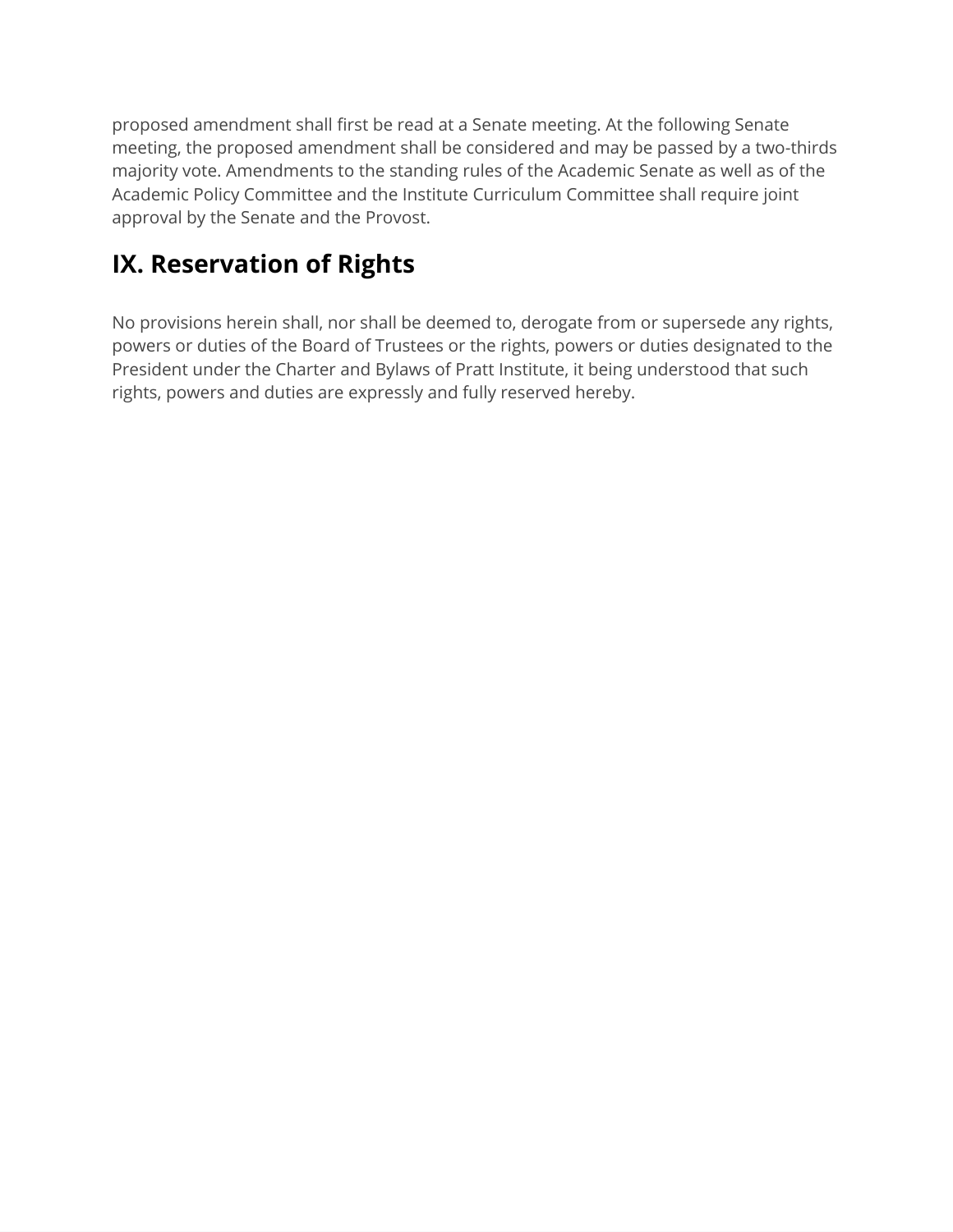proposed amendment shall first be read at a Senate meeting. At the following Senate meeting, the proposed amendment shall be considered and may be passed by a two-thirds majority vote. Amendments to the standing rules of the Academic Senate as well as of the Academic Policy Committee and the Institute Curriculum Committee shall require joint approval by the Senate and the Provost.

## IX. Reservation of Rights

No provisions herein shall, nor shall be deemed to, derogate from or supersede any rights, powers or duties of the Board of Trustees or the rights, powers or duties designated to the President under the Charter and Bylaws of Pratt Institute, it being understood that such rights, powers and duties are expressly and fully reserved hereby.